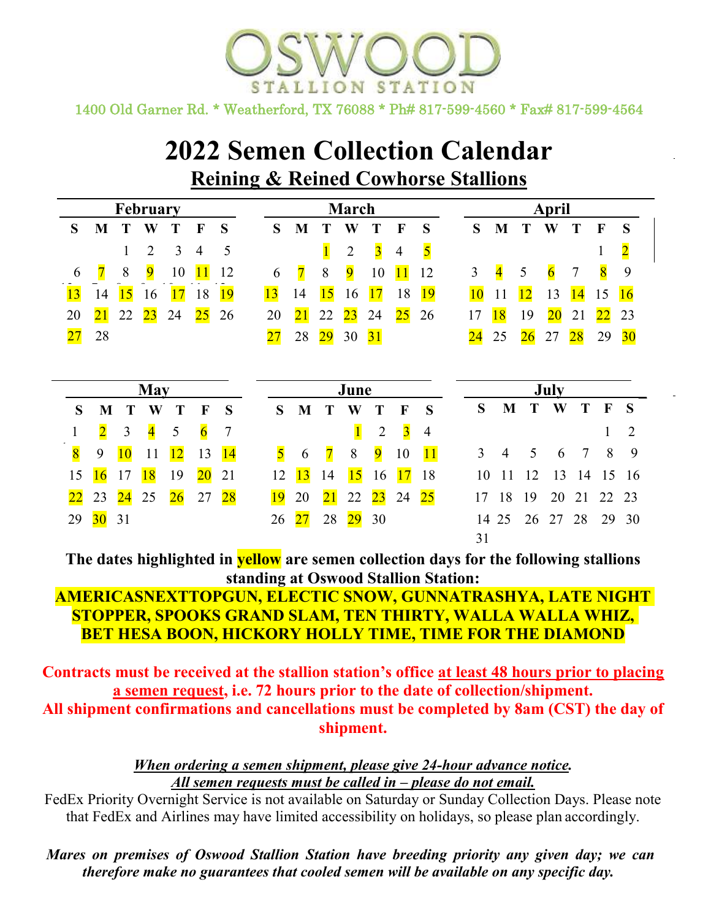# OSWOOD

STALLION STATION

1400 Old Garner Rd. * Weatherford, TX 76088 * Ph# 817-599-4560 * Fax# 817-599-4564

# 2022 Semen Collection Calendar

## Reining & Reined Cowhorse Stallions

**February**

| S | M | T | W | T | F | S |
|---|---|---|---|---|---|---|
| | | 1 | 2 | 3 | 4 | 5 |
| 6 | **7** | 8 | **9** | 10 | **11** | 12 |
| **13** | 14 | **15** | 16 | **17** | 18 | **19** |
| 20 | **21** | 22 | **23** | 24 | **25** | 26 |
| **27** | 28 | | | | | |

**March**

| S | M | T | W | T | F | S |
|---|---|---|---|---|---|---|
| | | **1** | 2 | **3** | 4 | **5** |
| 6 | **7** | 8 | **9** | 10 | **11** | 12 |
| **13** | 14 | **15** | 16 | **17** | 18 | **19** |
| 20 | **21** | 22 | **23** | 24 | **25** | 26 |
| **27** | 28 | **29** | 30 | **31** | | |

**April**

| S | M | T | W | T | F | S |
|---|---|---|---|---|---|---|
| | | | | | 1 | **2** |
| 3 | **4** | 5 | **6** | 7 | **8** | 9 |
| **10** | 11 | **12** | 13 | **14** | 15 | **16** |
| 17 | **18** | 19 | **20** | 21 | **22** | 23 |
| **24** | 25 | **26** | 27 | **28** | 29 | **30** |

**May**

| S | M | T | W | T | F | S |
|---|---|---|---|---|---|---|
| 1 | **2** | 3 | **4** | 5 | **6** | 7 |
| **8** | 9 | **10** | 11 | **12** | 13 | **14** |
| 15 | **16** | 17 | **18** | 19 | **20** | 21 |
| **22** | 23 | **24** | 25 | **26** | 27 | **28** |
| 29 | **30** | 31 | | | | |

**June**

| S | M | T | W | T | F | S |
|---|---|---|---|---|---|---|
| | | | **1** | 2 | **3** | 4 |
| **5** | 6 | **7** | 8 | **9** | 10 | **11** |
| 12 | **13** | 14 | **15** | 16 | **17** | 18 |
| **19** | 20 | **21** | 22 | **23** | 24 | **25** |
| 26 | **27** | 28 | **29** | 30 | | |

**July**

| S | M | T | W | T | F | S |
|---|---|---|---|---|---|---|
| | | | | | 1 | 2 |
| 3 | 4 | 5 | 6 | 7 | 8 | 9 |
| 10 | 11 | 12 | 13 | 14 | 15 | 16 |
| 17 | 18 | 19 | 20 | 21 | 22 | 23 |
| 14 | 25 | 26 | 27 | 28 | 29 | 30 |
| 31 | | | | | | |

**The dates highlighted in yellow are semen collection days for the following stallions standing at Oswood Stallion Station:**

**AMERICASNEXTTOPGUN, ELECTIC SNOW, GUNNATRASHYA, LATE NIGHT STOPPER, SPOOKS GRAND SLAM, TEN THIRTY, WALLA WALLA WHIZ, BET HESA BOON, HICKORY HOLLY TIME, TIME FOR THE DIAMOND**

**Contracts must be received at the stallion station's office at least 48 hours prior to placing a semen request, i.e. 72 hours prior to the date of collection/shipment.**
**All shipment confirmations and cancellations must be completed by 8am (CST) the day of shipment.**

***When ordering a semen shipment, please give 24-hour advance notice.***
***All semen requests must be called in – please do not email.***

FedEx Priority Overnight Service is not available on Saturday or Sunday Collection Days. Please note that FedEx and Airlines may have limited accessibility on holidays, so please plan accordingly.

***Mares on premises of Oswood Stallion Station have breeding priority any given day; we can therefore make no guarantees that cooled semen will be available on any specific day.***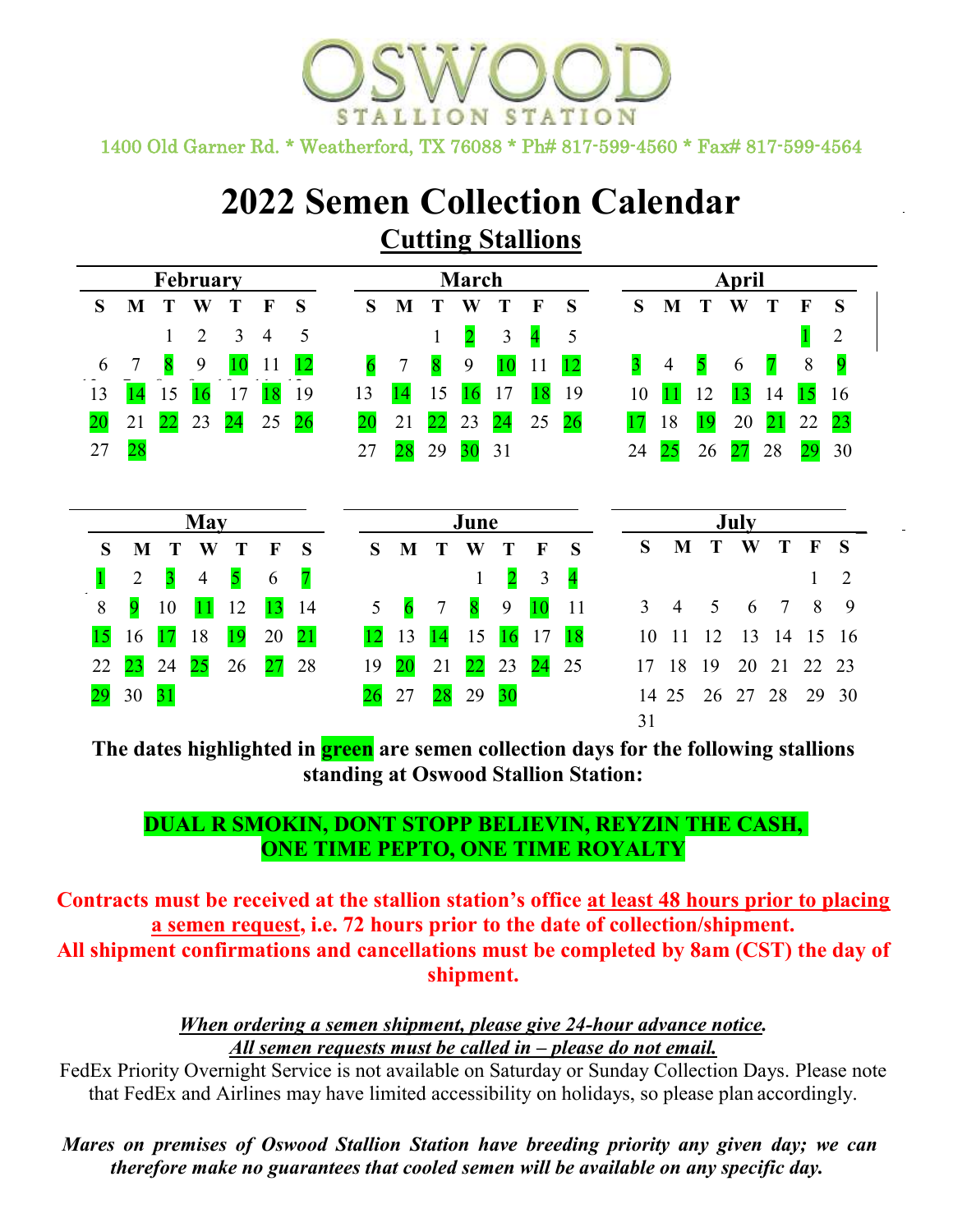# OSWOOD

STALLION STATION

1400 Old Garner Rd. * Weatherford, TX 76088 * Ph# 817-599-4560 * Fax# 817-599-4564

# 2022 Semen Collection Calendar

## Cutting Stallions

### February

| S | M | T | W | T | F | S |
|---|---|---|---|---|---|---|
| | | 1 | 2 | 3 | 4 | 5 |
| 6 | 7 | 8 | 9 | 10 | 11 | 12 |
| 13 | 14 | 15 | 16 | 17 | 18 | 19 |
| 20 | 21 | 22 | 23 | 24 | 25 | 26 |
| 27 | 28 | | | | | |

### March

| S | M | T | W | T | F | S |
|---|---|---|---|---|---|---|
| | | 1 | 2 | 3 | 4 | 5 |
| 6 | 7 | 8 | 9 | 10 | 11 | 12 |
| 13 | 14 | 15 | 16 | 17 | 18 | 19 |
| 20 | 21 | 22 | 23 | 24 | 25 | 26 |
| 27 | 28 | 29 | 30 | 31 | | |

### April

| S | M | T | W | T | F | S |
|---|---|---|---|---|---|---|
| | | | | | 1 | 2 |
| 3 | 4 | 5 | 6 | 7 | 8 | 9 |
| 10 | 11 | 12 | 13 | 14 | 15 | 16 |
| 17 | 18 | 19 | 20 | 21 | 22 | 23 |
| 24 | 25 | 26 | 27 | 28 | 29 | 30 |

### May

| S | M | T | W | T | F | S |
|---|---|---|---|---|---|---|
| 1 | 2 | 3 | 4 | 5 | 6 | 7 |
| 8 | 9 | 10 | 11 | 12 | 13 | 14 |
| 15 | 16 | 17 | 18 | 19 | 20 | 21 |
| 22 | 23 | 24 | 25 | 26 | 27 | 28 |
| 29 | 30 | 31 | | | | |

### June

| S | M | T | W | T | F | S |
|---|---|---|---|---|---|---|
| | | | 1 | 2 | 3 | 4 |
| 5 | 6 | 7 | 8 | 9 | 10 | 11 |
| 12 | 13 | 14 | 15 | 16 | 17 | 18 |
| 19 | 20 | 21 | 22 | 23 | 24 | 25 |
| 26 | 27 | 28 | 29 | 30 | | |

### July

| S | M | T | W | T | F | S |
|---|---|---|---|---|---|---|
| | | | | | 1 | 2 |
| 3 | 4 | 5 | 6 | 7 | 8 | 9 |
| 10 | 11 | 12 | 13 | 14 | 15 | 16 |
| 17 | 18 | 19 | 20 | 21 | 22 | 23 |
| 14 | 25 | 26 | 27 | 28 | 29 | 30 |
| 31 | | | | | | |

**The dates highlighted in green are semen collection days for the following stallions standing at Oswood Stallion Station:**

**DUAL R SMOKIN, DONT STOPP BELIEVIN, REYZIN THE CASH, ONE TIME PEPTO, ONE TIME ROYALTY**

**Contracts must be received at the stallion station's office at least 48 hours prior to placing a semen request, i.e. 72 hours prior to the date of collection/shipment. All shipment confirmations and cancellations must be completed by 8am (CST) the day of shipment.**

***When ordering a semen shipment, please give 24-hour advance notice.***
***All semen requests must be called in – please do not email.***

FedEx Priority Overnight Service is not available on Saturday or Sunday Collection Days. Please note that FedEx and Airlines may have limited accessibility on holidays, so please plan accordingly.

***Mares on premises of Oswood Stallion Station have breeding priority any given day; we can therefore make no guarantees that cooled semen will be available on any specific day.***